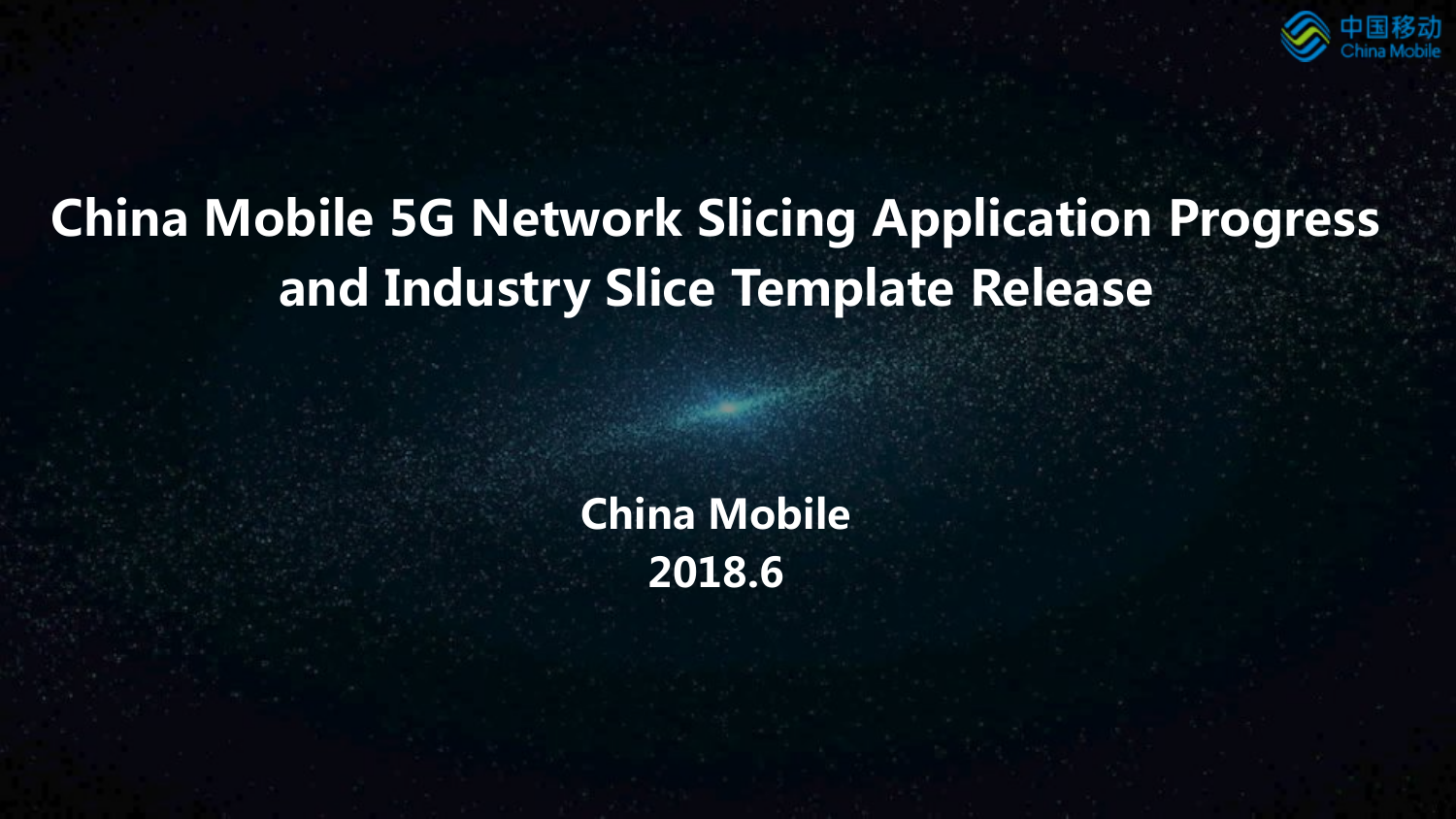# China Mobile 5G Network Slicing Application Progress and Industry Slice Template Release

China Mobile

2018.6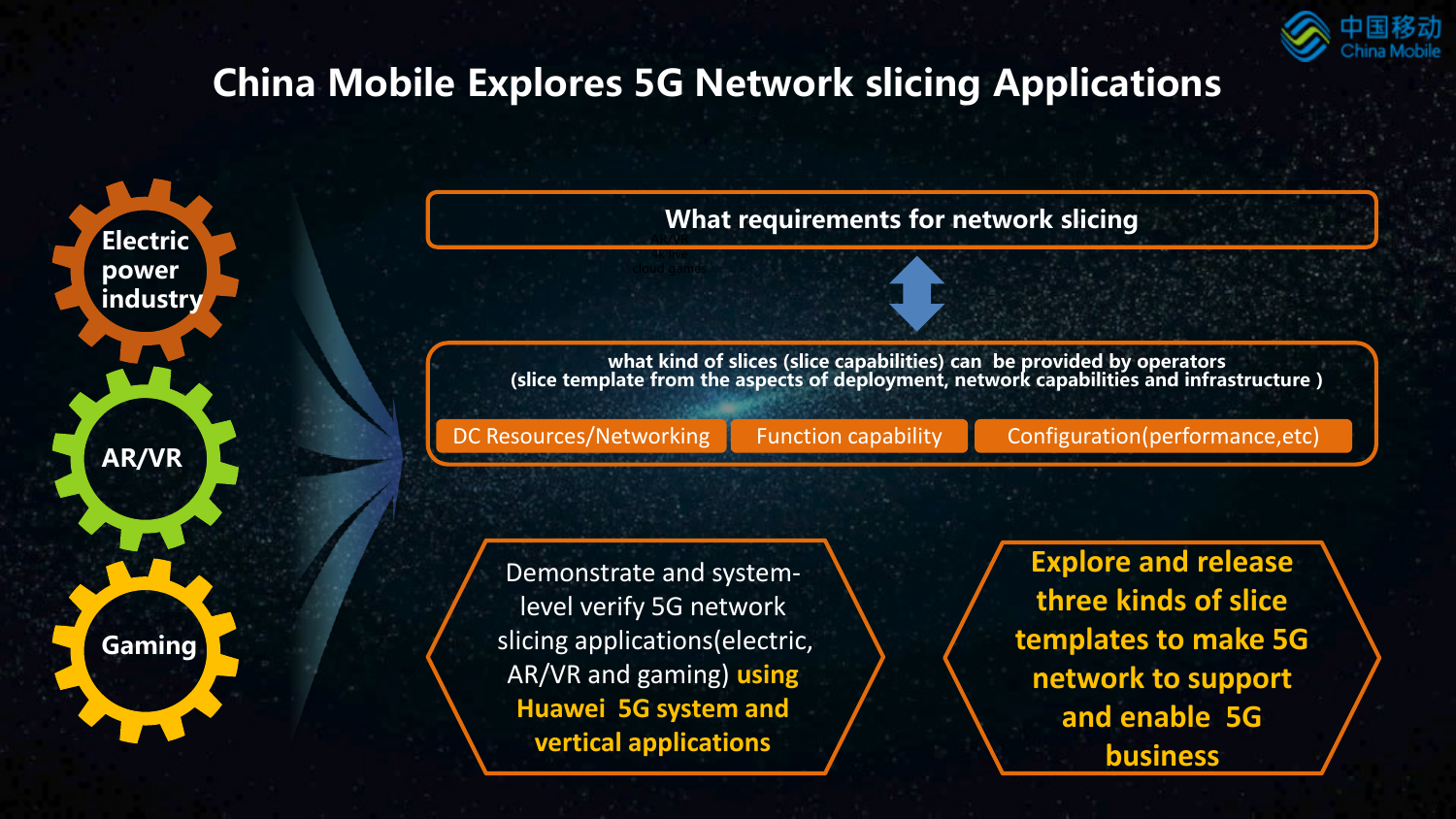# China Mobile Explores 5G Network slicing Applications

- Electric power industry
- AR/VR
- Gaming

**What requirements for network slicing**

**what kind of slices (slice capabilities) can be provided by operators**
**(slice template from the aspects of deployment, network capabilities and infrastructure )**

- DC Resources/Networking
- Function capability
- Configuration(performance,etc)

Demonstrate and system-level verify 5G network slicing applications(electric, AR/VR and gaming) **using Huawei 5G system and vertical applications**

**Explore and release three kinds of slice templates to make 5G network to support and enable 5G business**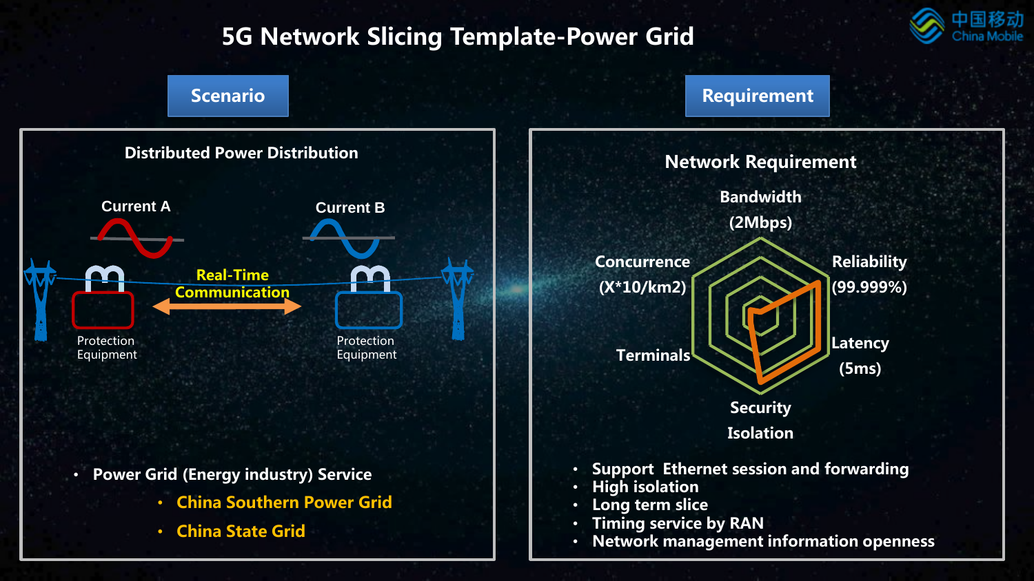# 5G Network Slicing Template-Power Grid

## Scenario

### Distributed Power Distribution

Current A

Current B

Real-Time Communication

Protection Equipment

Protection Equipment

- Power Grid (Energy industry) Service
  - China Southern Power Grid
  - China State Grid

## Requirement

### Network Requirement

Bandwidth (2Mbps)

Reliability (99.999%)

Latency (5ms)

Security Isolation

Terminals

Concurrence (X*10/km2)

- Support Ethernet session and forwarding
- High isolation
- Long term slice
- Timing service by RAN
- Network management information openness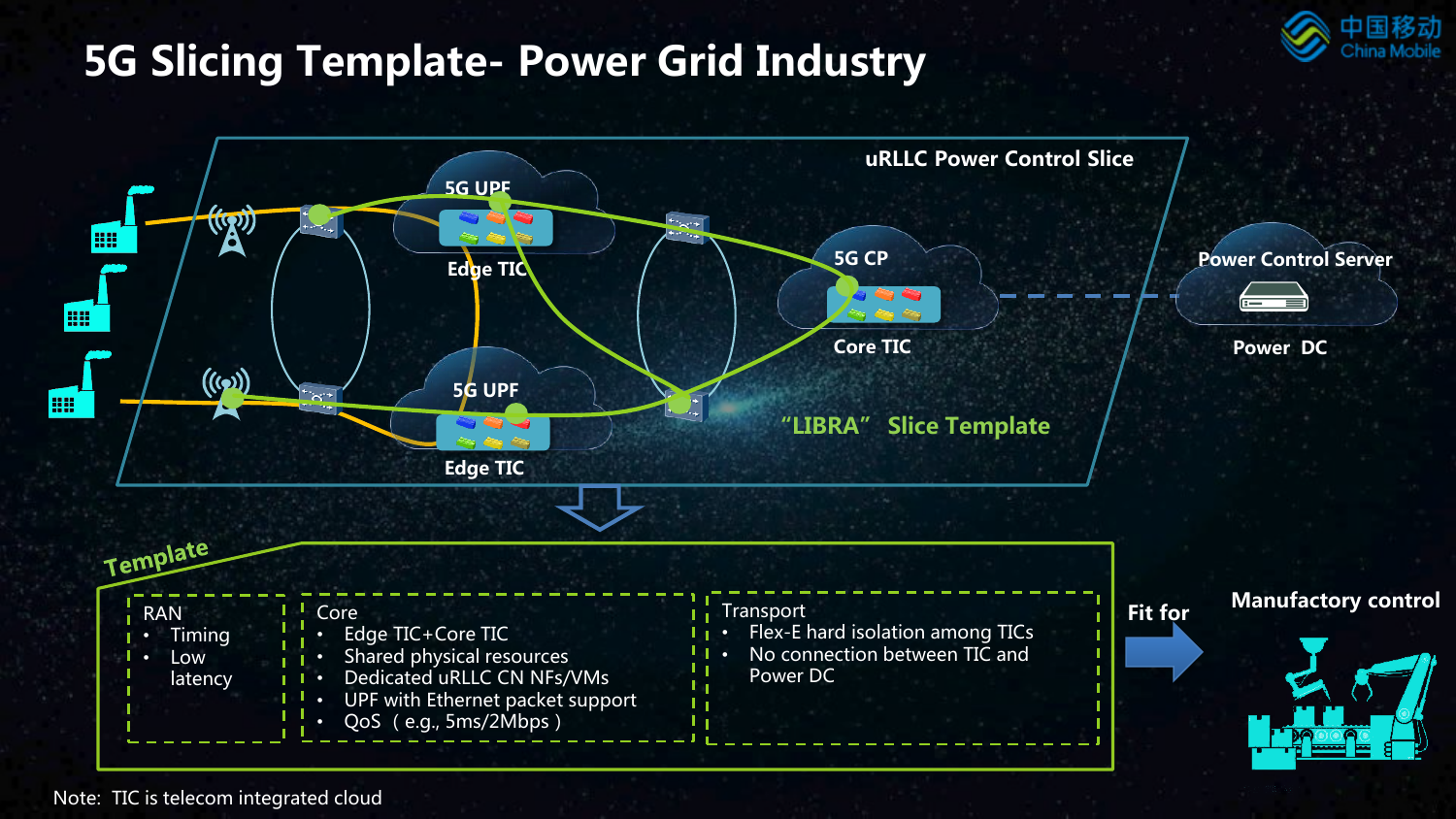# 5G Slicing Template- Power Grid Industry

uRLLC Power Control Slice

5G UPF

Edge TIC

5G UPF

Edge TIC

5G CP

Core TIC

Power Control Server

Power DC

"LIBRA" Slice Template

Template

RAN
- Timing
- Low latency

Core
- Edge TIC+Core TIC
- Shared physical resources
- Dedicated uRLLC CN NFs/VMs
- UPF with Ethernet packet support
- QoS（e.g., 5ms/2Mbps）

Transport
- Flex-E hard isolation among TICs
- No connection between TIC and Power DC

Fit for

Manufactory control

Note: TIC is telecom integrated cloud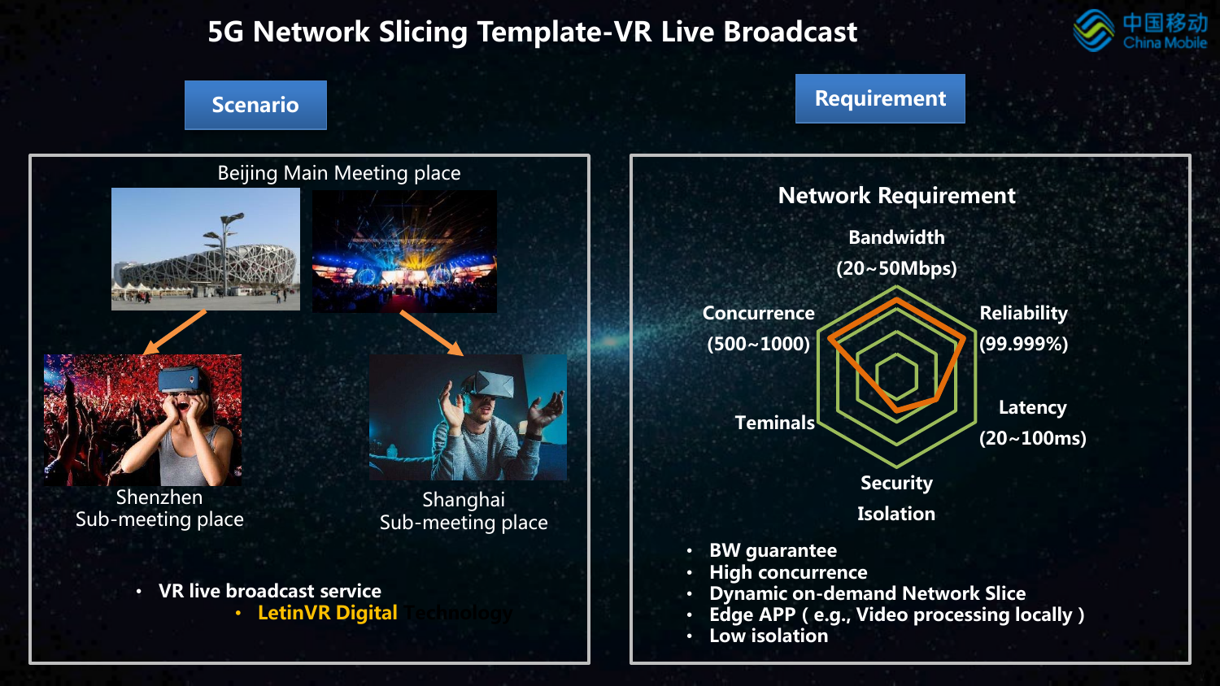# 5G Network Slicing Template-VR Live Broadcast

## Scenario

Beijing Main Meeting place

Shenzhen Sub-meeting place

Shanghai Sub-meeting place

- VR live broadcast service
  - LetinVR Digital Technology

## Requirement

### Network Requirement

Bandwidth (20~50Mbps)

Reliability (99.999%)

Latency (20~100ms)

Security Isolation

Teminals

Concurrence (500~1000)

- BW guarantee
- High concurrence
- Dynamic on-demand Network Slice
- Edge APP ( e.g., Video processing locally )
- Low isolation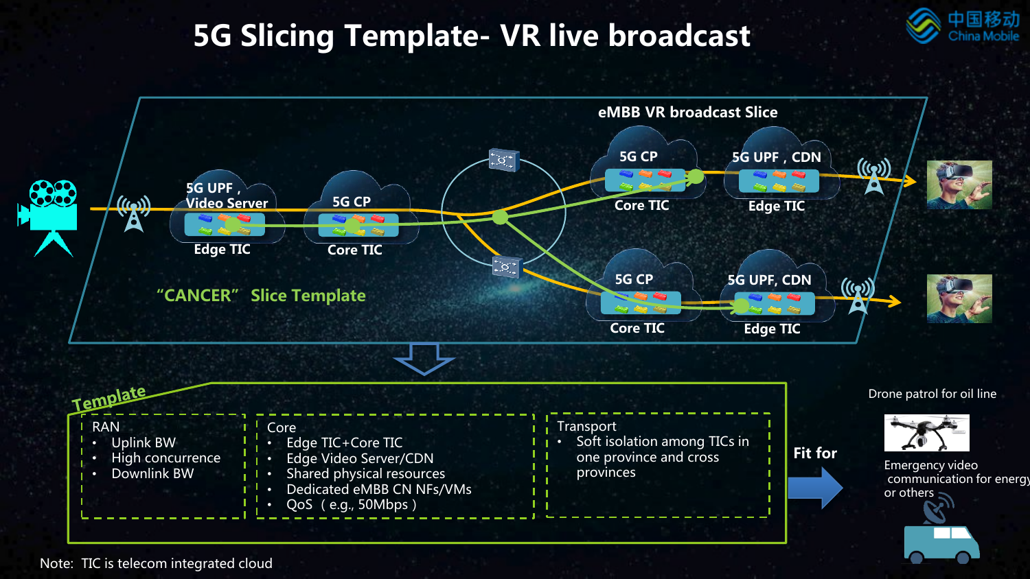# 5G Slicing Template- VR live broadcast

China Mobile

eMBB VR broadcast Slice

5G UPF , Video Server — Edge TIC

5G CP — Core TIC

5G CP — Core TIC

5G UPF , CDN — Edge TIC

5G CP — Core TIC

5G UPF, CDN — Edge TIC

"CANCER" Slice Template

## Template

**RAN**
- Uplink BW
- High concurrence
- Downlink BW

**Core**
- Edge TIC+Core TIC
- Edge Video Server/CDN
- Shared physical resources
- Dedicated eMBB CN NFs/VMs
- QoS（e.g., 50Mbps）

**Transport**
- Soft isolation among TICs in one province and cross provinces

**Fit for**

- Drone patrol for oil line
- Emergency video communication for energy or others

Note: TIC is telecom integrated cloud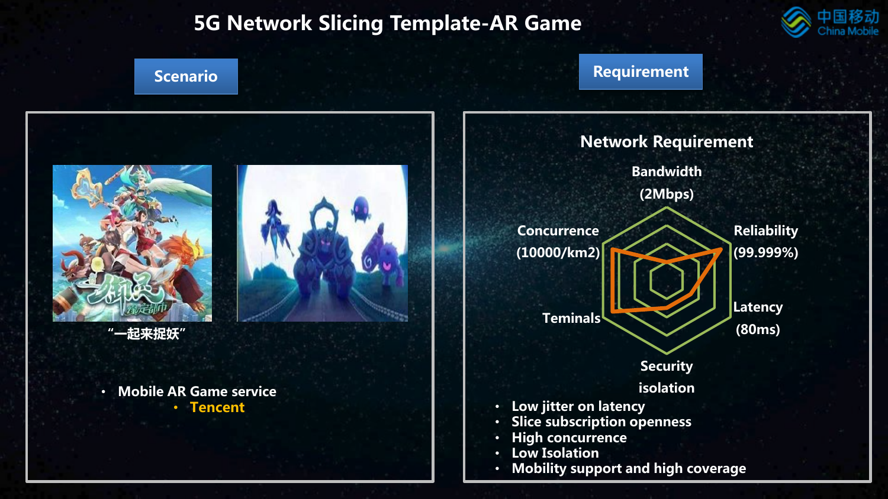# 5G Network Slicing Template-AR Game

## Scenario

“一起来捉妖”

- Mobile AR Game service
  - Tencent

## Requirement

### Network Requirement

Bandwidth (2Mbps)

Reliability (99.999%)

Latency (80ms)

Security isolation

Teminals

Concurrence (10000/km2)

- Low jitter on latency
- Slice subscription openness
- High concurrence
- Low Isolation
- Mobility support and high coverage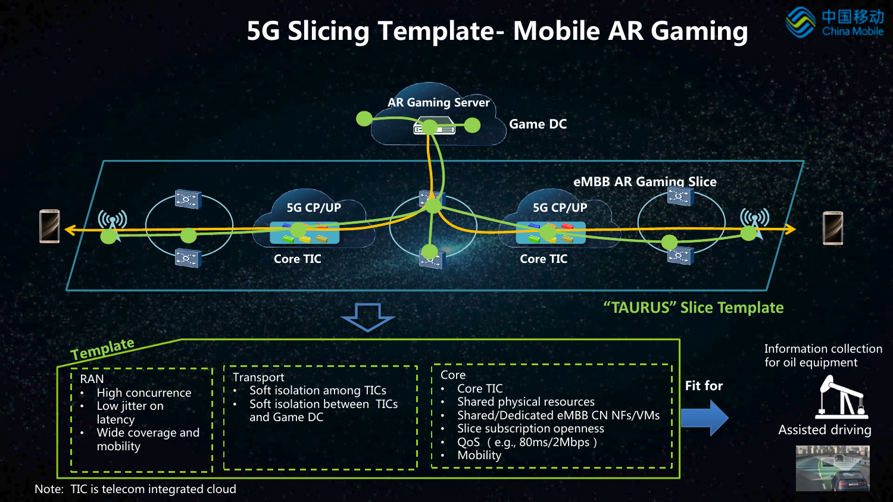# 5G Slicing Template- Mobile AR Gaming

AR Gaming Server

Game DC

eMBB AR Gaming Slice

5G CP/UP

Core TIC

5G CP/UP

Core TIC

"TAURUS" Slice Template

**Template**

**RAN**
- High concurrence
- Low jitter on latency
- Wide coverage and mobility

**Transport**
- Soft isolation among TICs
- Soft isolation between TICs and Game DC

**Core**
- Core TIC
- Shared physical resources
- Shared/Dedicated eMBB CN NFs/VMs
- Slice subscription openness
- QoS （e.g., 80ms/2Mbps）
- Mobility

**Fit for**

Information collection for oil equipment

Assisted driving

Note: TIC is telecom integrated cloud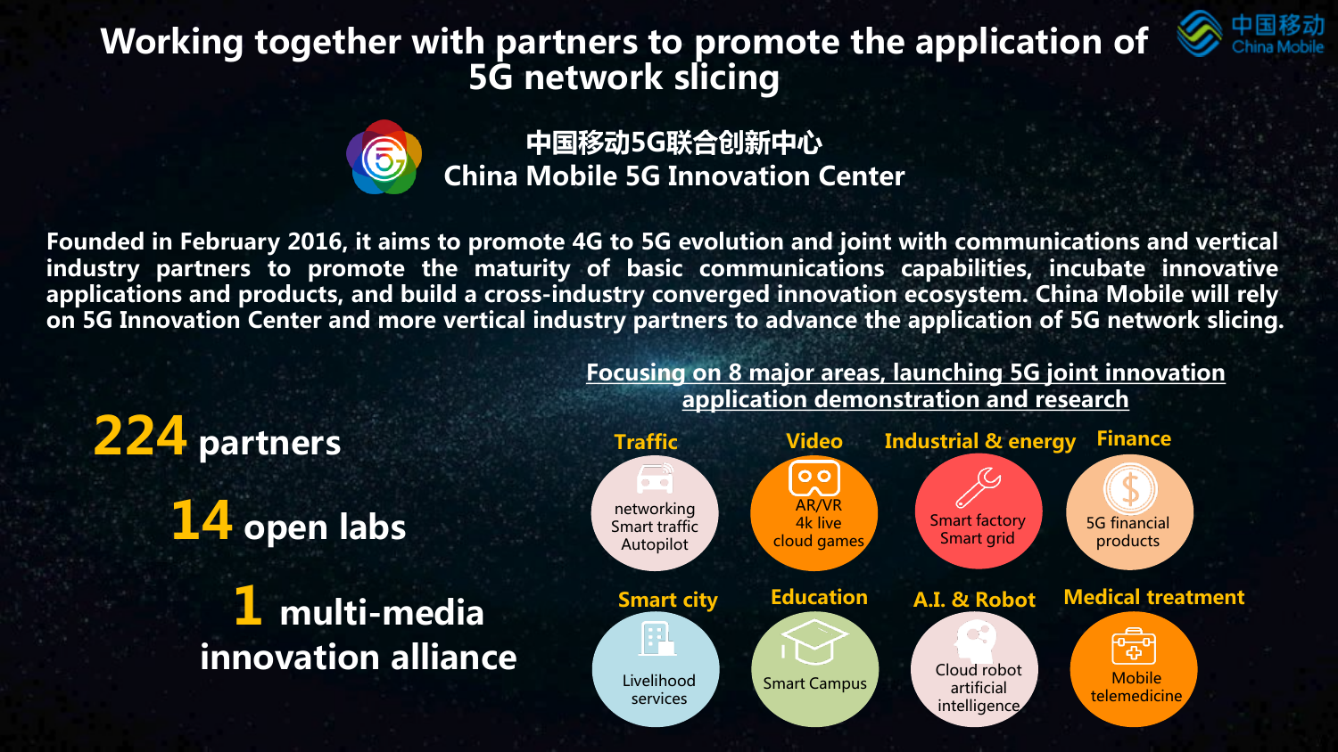# Working together with partners to promote the application of 5G network slicing

## 中国移动5G联合创新中心
## China Mobile 5G Innovation Center

**Founded in February 2016, it aims to promote 4G to 5G evolution and joint with communications and vertical industry partners to promote the maturity of basic communications capabilities, incubate innovative applications and products, and build a cross-industry converged innovation ecosystem. China Mobile will rely on 5G Innovation Center and more vertical industry partners to advance the application of 5G network slicing.**

**224** partners

**14** open labs

**1** multi-media innovation alliance

### Focusing on 8 major areas, launching 5G joint innovation application demonstration and research

- **Traffic**: networking, Smart traffic, Autopilot
- **Video**: AR/VR, 4k live, cloud games
- **Industrial & energy**: Smart factory, Smart grid
- **Finance**: 5G financial products
- **Smart city**: Livelihood services
- **Education**: Smart Campus
- **A.I. & Robot**: Cloud robot, artificial intelligence
- **Medical treatment**: Mobile telemedicine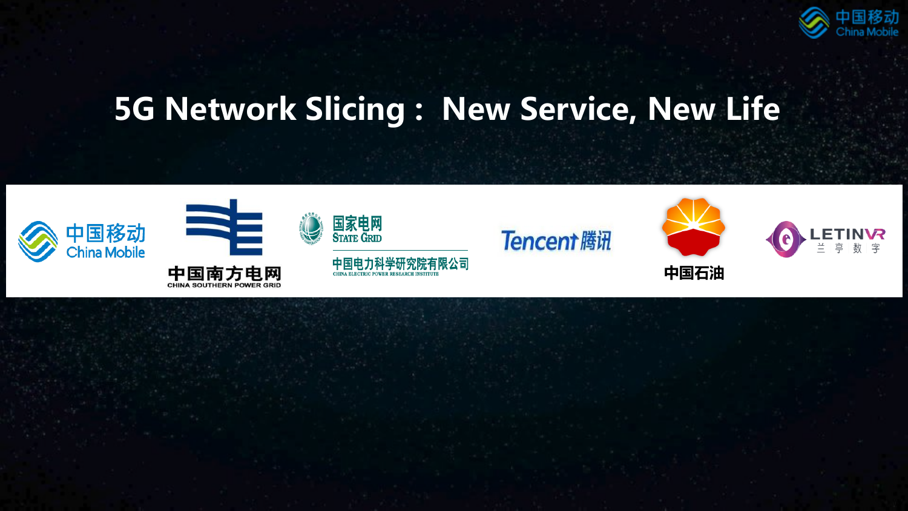# 5G Network Slicing： New Service, New Life

中国移动 China Mobile

中国南方电网 CHINA SOUTHERN POWER GRID

国家电网 STATE GRID

中国电力科学研究院有限公司 CHINA ELECTRIC POWER RESEARCH INSTITUTE

Tencent 腾讯

中国石油

LETINVR 兰亭数字